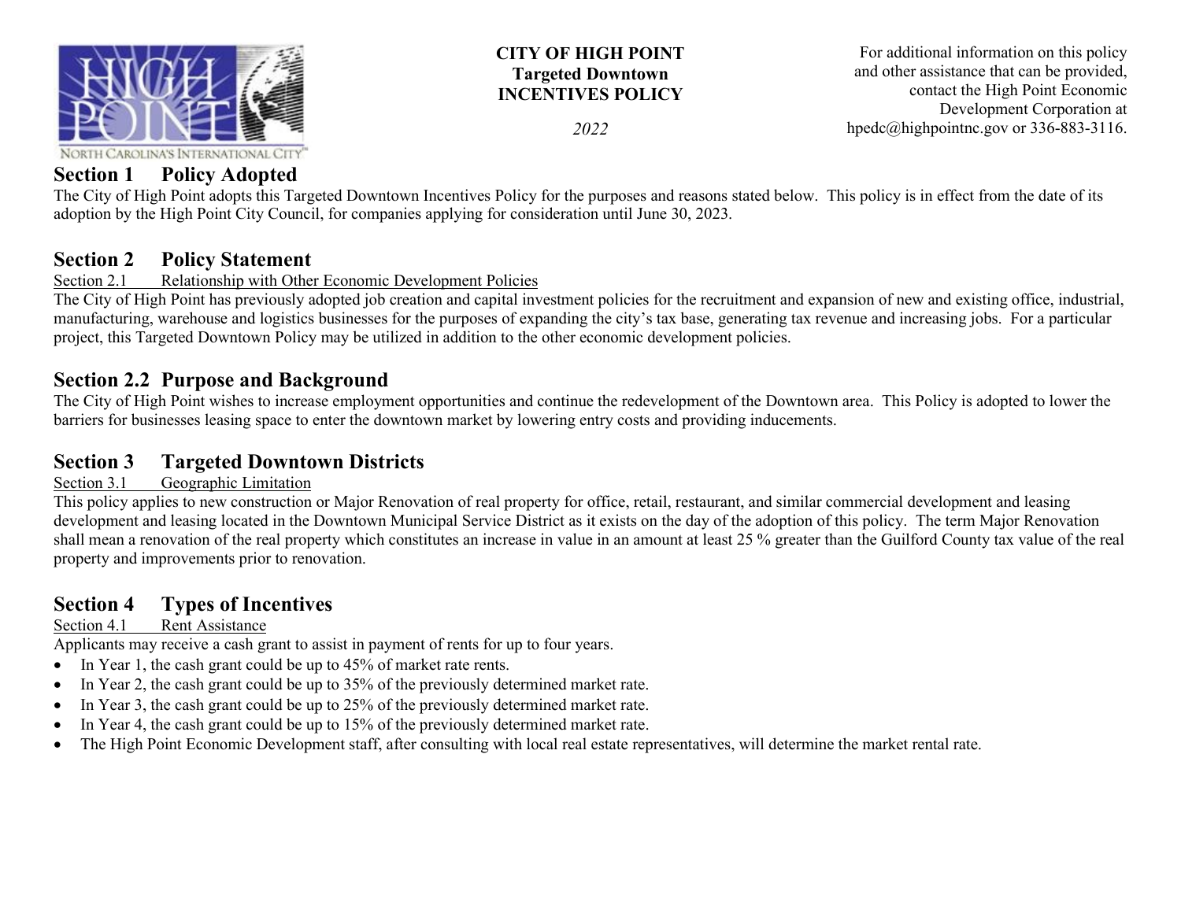**CITY OF HIGH POINT**
**Targeted Downtown**
**INCENTIVES POLICY**

*2022*

For additional information on this policy and other assistance that can be provided, contact the High Point Economic Development Corporation at hpedc@highpointnc.gov or 336-883-3116.

## Section 1 Policy Adopted

The City of High Point adopts this Targeted Downtown Incentives Policy for the purposes and reasons stated below. This policy is in effect from the date of its adoption by the High Point City Council, for companies applying for consideration until June 30, 2023.

## Section 2 Policy Statement

Section 2.1 Relationship with Other Economic Development Policies

The City of High Point has previously adopted job creation and capital investment policies for the recruitment and expansion of new and existing office, industrial, manufacturing, warehouse and logistics businesses for the purposes of expanding the city's tax base, generating tax revenue and increasing jobs. For a particular project, this Targeted Downtown Policy may be utilized in addition to the other economic development policies.

## Section 2.2 Purpose and Background

The City of High Point wishes to increase employment opportunities and continue the redevelopment of the Downtown area. This Policy is adopted to lower the barriers for businesses leasing space to enter the downtown market by lowering entry costs and providing inducements.

## Section 3 Targeted Downtown Districts

Section 3.1 Geographic Limitation

This policy applies to new construction or Major Renovation of real property for office, retail, restaurant, and similar commercial development and leasing development and leasing located in the Downtown Municipal Service District as it exists on the day of the adoption of this policy. The term Major Renovation shall mean a renovation of the real property which constitutes an increase in value in an amount at least 25 % greater than the Guilford County tax value of the real property and improvements prior to renovation.

## Section 4 Types of Incentives

Section 4.1 Rent Assistance

Applicants may receive a cash grant to assist in payment of rents for up to four years.

- In Year 1, the cash grant could be up to 45% of market rate rents.
- In Year 2, the cash grant could be up to 35% of the previously determined market rate.
- In Year 3, the cash grant could be up to 25% of the previously determined market rate.
- In Year 4, the cash grant could be up to 15% of the previously determined market rate.
- The High Point Economic Development staff, after consulting with local real estate representatives, will determine the market rental rate.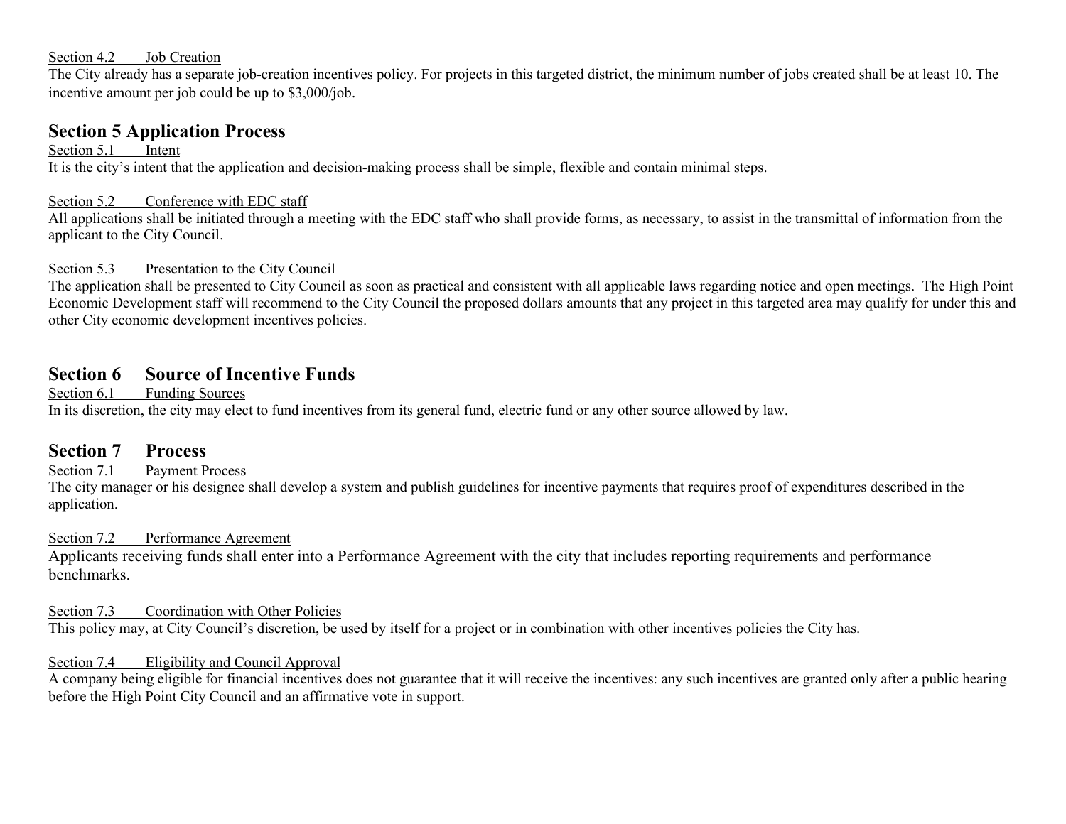Section 4.2 Job Creation

The City already has a separate job-creation incentives policy. For projects in this targeted district, the minimum number of jobs created shall be at least 10. The incentive amount per job could be up to $3,000/job.

## Section 5 Application Process

Section 5.1 Intent

It is the city's intent that the application and decision-making process shall be simple, flexible and contain minimal steps.

Section 5.2 Conference with EDC staff

All applications shall be initiated through a meeting with the EDC staff who shall provide forms, as necessary, to assist in the transmittal of information from the applicant to the City Council.

Section 5.3 Presentation to the City Council

The application shall be presented to City Council as soon as practical and consistent with all applicable laws regarding notice and open meetings. The High Point Economic Development staff will recommend to the City Council the proposed dollars amounts that any project in this targeted area may qualify for under this and other City economic development incentives policies.

## Section 6 Source of Incentive Funds

Section 6.1 Funding Sources

In its discretion, the city may elect to fund incentives from its general fund, electric fund or any other source allowed by law.

## Section 7 Process

Section 7.1 Payment Process

The city manager or his designee shall develop a system and publish guidelines for incentive payments that requires proof of expenditures described in the application.

Section 7.2 Performance Agreement

Applicants receiving funds shall enter into a Performance Agreement with the city that includes reporting requirements and performance benchmarks.

Section 7.3 Coordination with Other Policies

This policy may, at City Council's discretion, be used by itself for a project or in combination with other incentives policies the City has.

Section 7.4 Eligibility and Council Approval

A company being eligible for financial incentives does not guarantee that it will receive the incentives: any such incentives are granted only after a public hearing before the High Point City Council and an affirmative vote in support.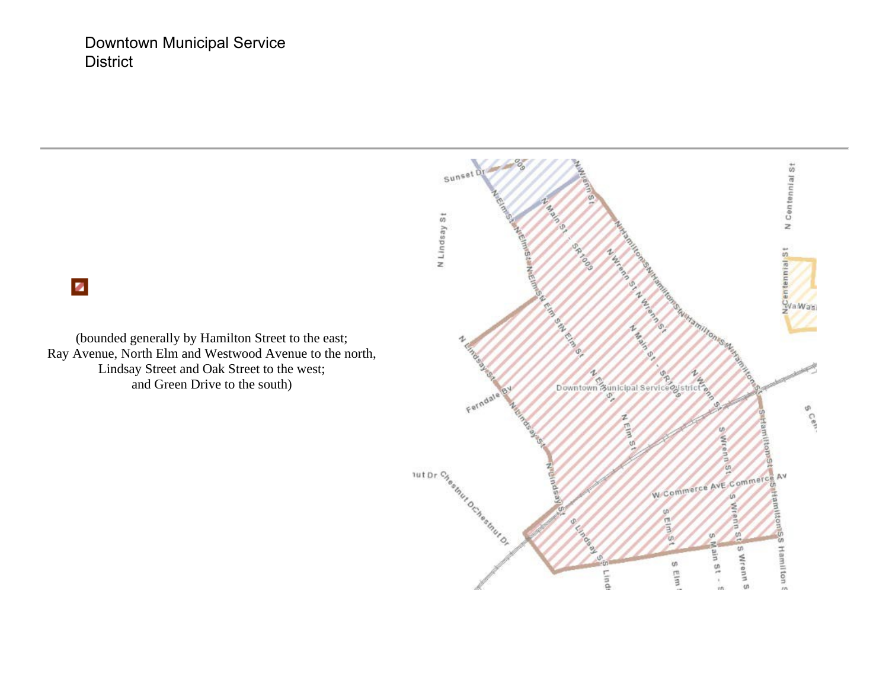Downtown Municipal Service District

(bounded generally by Hamilton Street to the east;
Ray Avenue, North Elm and Westwood Avenue to the north,
Lindsay Street and Oak Street to the west;
and Green Drive to the south)